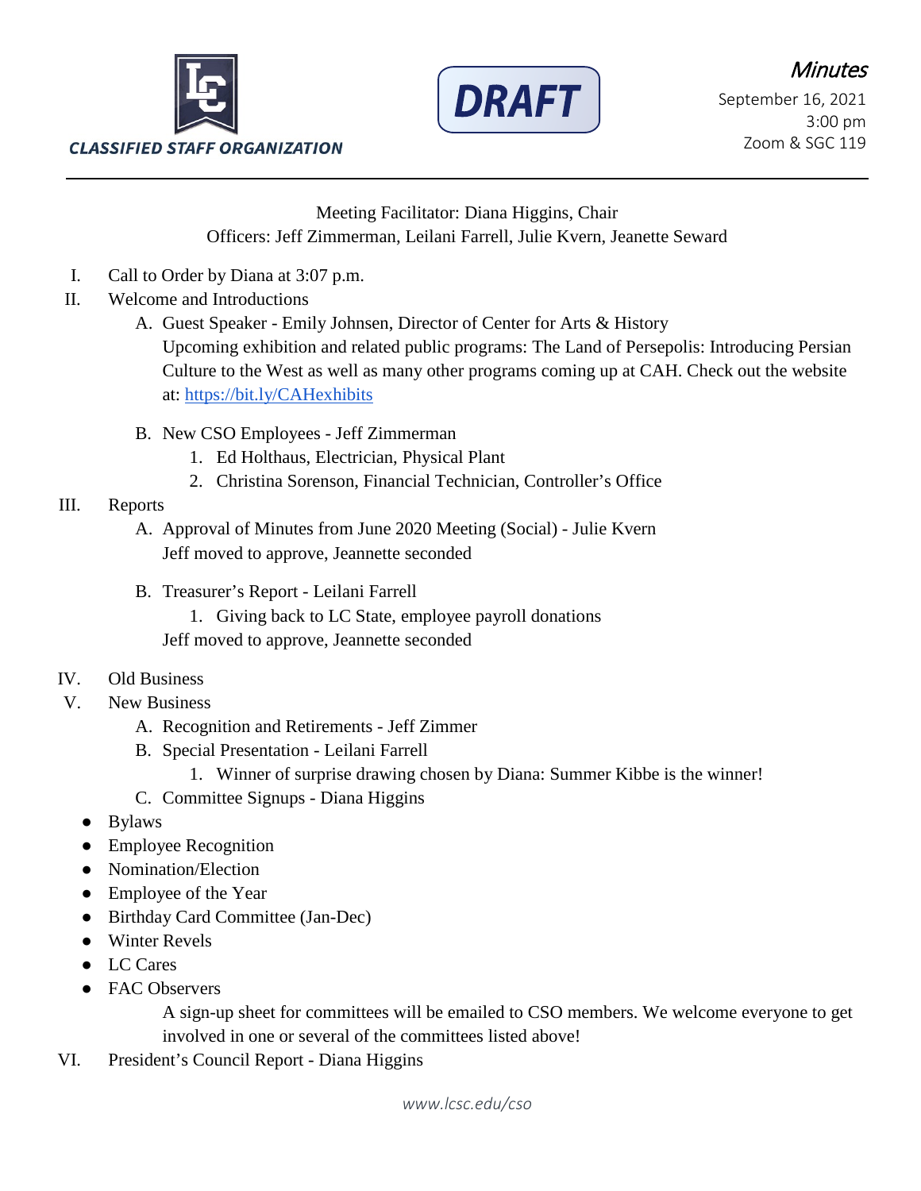CLASSIFIED STAFF ORGANIZATION

DRAFT

*Minutes*
September 16, 2021
3:00 pm
Zoom & SGC 119

---

Meeting Facilitator: Diana Higgins, Chair
Officers: Jeff Zimmerman, Leilani Farrell, Julie Kvern, Jeanette Seward

I. Call to Order by Diana at 3:07 p.m.

II. Welcome and Introductions
   A. Guest Speaker - Emily Johnsen, Director of Center for Arts & History
      Upcoming exhibition and related public programs: The Land of Persepolis: Introducing Persian Culture to the West as well as many other programs coming up at CAH. Check out the website at: [https://bit.ly/CAHexhibits](https://bit.ly/CAHexhibits)

   B. New CSO Employees - Jeff Zimmerman
      1. Ed Holthaus, Electrician, Physical Plant
      2. Christina Sorenson, Financial Technician, Controller's Office

III. Reports
   A. Approval of Minutes from June 2020 Meeting (Social) - Julie Kvern
      Jeff moved to approve, Jeannette seconded

   B. Treasurer's Report - Leilani Farrell
      1. Giving back to LC State, employee payroll donations
      Jeff moved to approve, Jeannette seconded

IV. Old Business

V. New Business
   A. Recognition and Retirements - Jeff Zimmer
   B. Special Presentation - Leilani Farrell
      1. Winner of surprise drawing chosen by Diana: Summer Kibbe is the winner!
   C. Committee Signups - Diana Higgins

- Bylaws
- Employee Recognition
- Nomination/Election
- Employee of the Year
- Birthday Card Committee (Jan-Dec)
- Winter Revels
- LC Cares
- FAC Observers

   A sign-up sheet for committees will be emailed to CSO members. We welcome everyone to get involved in one or several of the committees listed above!

VI. President's Council Report - Diana Higgins

*www.lcsc.edu/cso*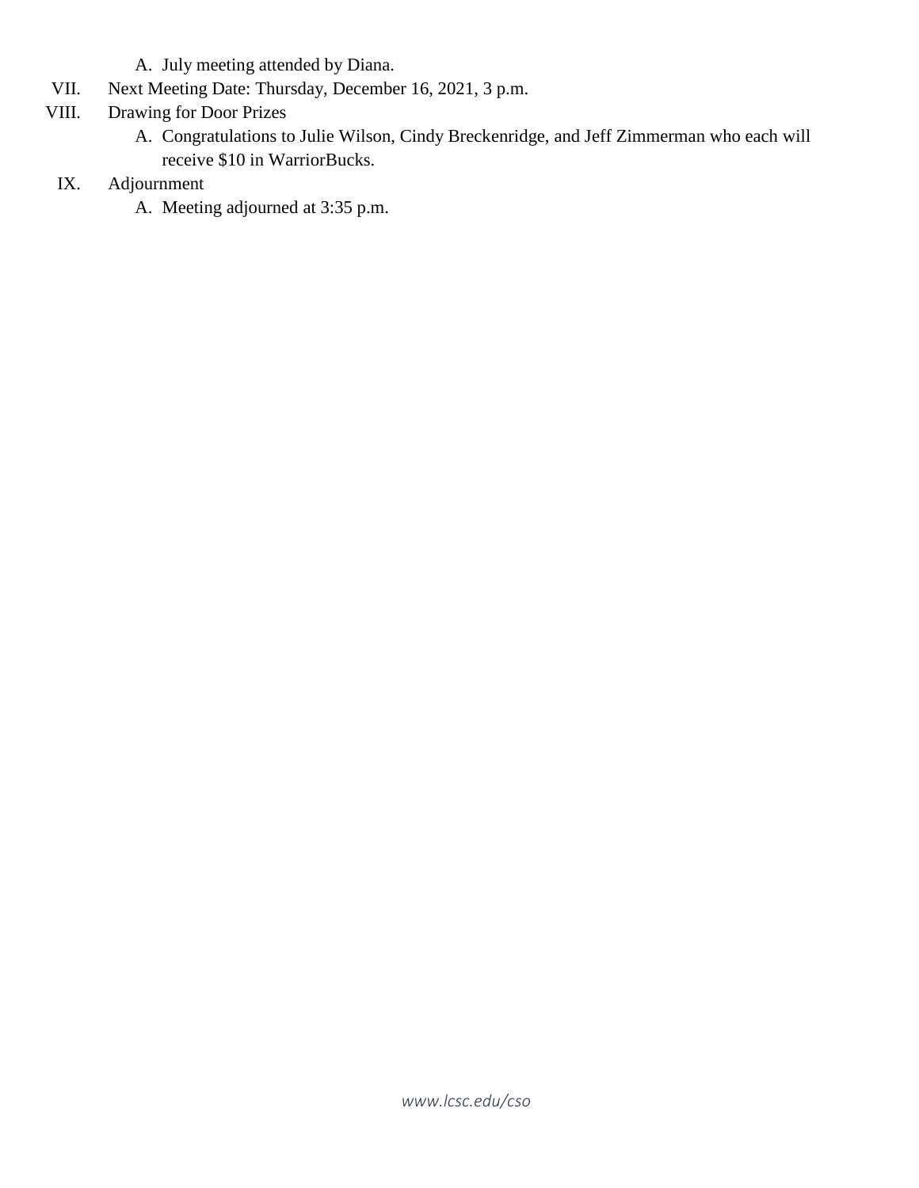A. July meeting attended by Diana.

VII. Next Meeting Date: Thursday, December 16, 2021, 3 p.m.

VIII. Drawing for Door Prizes

   A. Congratulations to Julie Wilson, Cindy Breckenridge, and Jeff Zimmerman who each will receive $10 in WarriorBucks.

IX. Adjournment

   A. Meeting adjourned at 3:35 p.m.